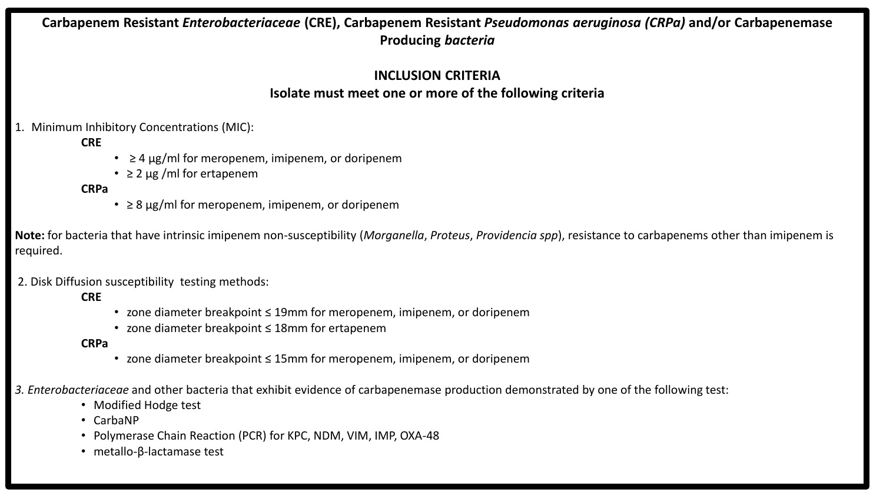# Carbapenem Resistant *Enterobacteriaceae* (CRE), Carbapenem Resistant *Pseudomonas aeruginosa (CRPa)* and/or Carbapenemase Producing *bacteria*

## INCLUSION CRITERIA
## Isolate must meet one or more of the following criteria

1. Minimum Inhibitory Concentrations (MIC):

   **CRE**
   - ≥ 4 µg/ml for meropenem, imipenem, or doripenem
   - ≥ 2 µg /ml for ertapenem

   **CRPa**
   - ≥ 8 µg/ml for meropenem, imipenem, or doripenem

**Note:** for bacteria that have intrinsic imipenem non-susceptibility (*Morganella*, *Proteus*, *Providencia spp*), resistance to carbapenems other than imipenem is required.

2. Disk Diffusion susceptibility testing methods:

   **CRE**
   - zone diameter breakpoint ≤ 19mm for meropenem, imipenem, or doripenem
   - zone diameter breakpoint ≤ 18mm for ertapenem

   **CRPa**
   - zone diameter breakpoint ≤ 15mm for meropenem, imipenem, or doripenem

3. *Enterobacteriaceae* and other bacteria that exhibit evidence of carbapenemase production demonstrated by one of the following test:
   - Modified Hodge test
   - CarbaNP
   - Polymerase Chain Reaction (PCR) for KPC, NDM, VIM, IMP, OXA-48
   - metallo-β-lactamase test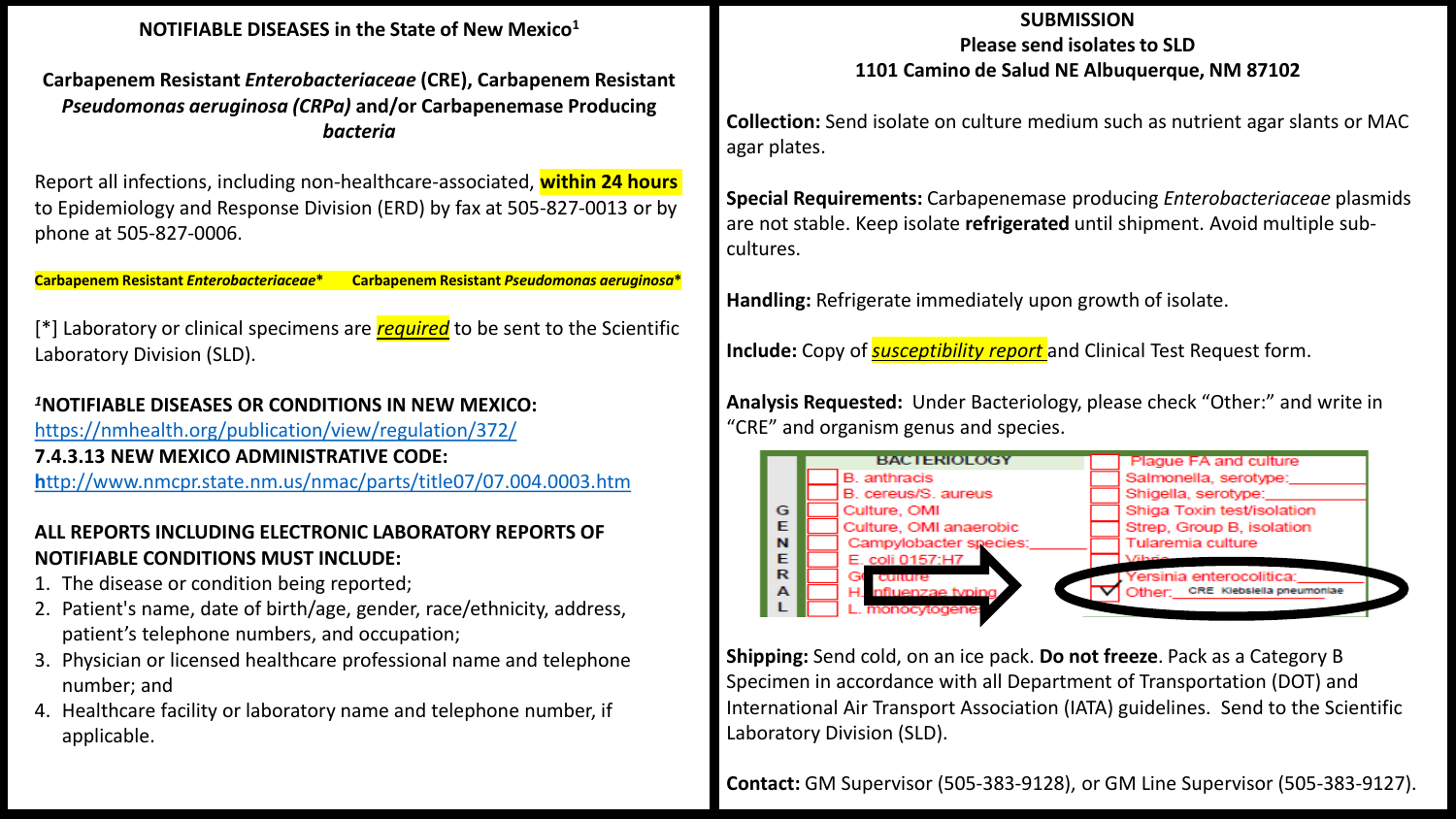## NOTIFIABLE DISEASES in the State of New Mexico[1]

### Carbapenem Resistant *Enterobacteriaceae* (CRE), Carbapenem Resistant *Pseudomonas aeruginosa (CRPa)* and/or Carbapenemase Producing *bacteria*

Report all infections, including non-healthcare-associated, **within 24 hours** to Epidemiology and Response Division (ERD) by fax at 505-827-0013 or by phone at 505-827-0006.

**Carbapenem Resistant *Enterobacteriaceae**** **Carbapenem Resistant *Pseudomonas aeruginosa****

[*] Laboratory or clinical specimens are ***required*** to be sent to the Scientific Laboratory Division (SLD).

**[1]NOTIFIABLE DISEASES OR CONDITIONS IN NEW MEXICO:**
https://nmhealth.org/publication/view/regulation/372/
**7.4.3.13 NEW MEXICO ADMINISTRATIVE CODE:**
http://www.nmcpr.state.nm.us/nmac/parts/title07/07.004.0003.htm

**ALL REPORTS INCLUDING ELECTRONIC LABORATORY REPORTS OF NOTIFIABLE CONDITIONS MUST INCLUDE:**

1. The disease or condition being reported;
2. Patient's name, date of birth/age, gender, race/ethnicity, address, patient's telephone numbers, and occupation;
3. Physician or licensed healthcare professional name and telephone number; and
4. Healthcare facility or laboratory name and telephone number, if applicable.

## SUBMISSION
### Please send isolates to SLD
### 1101 Camino de Salud NE Albuquerque, NM 87102

**Collection:** Send isolate on culture medium such as nutrient agar slants or MAC agar plates.

**Special Requirements:** Carbapenemase producing *Enterobacteriaceae* plasmids are not stable. Keep isolate **refrigerated** until shipment. Avoid multiple sub-cultures.

**Handling:** Refrigerate immediately upon growth of isolate.

**Include:** Copy of ***susceptibility report*** and Clinical Test Request form.

**Analysis Requested:** Under Bacteriology, please check "Other:" and write in "CRE" and organism genus and species.

GENERAL

BACTERIOLOGY
- B. anthracis
- B. cereus/S. aureus
- Culture, OMI
- Culture, OMI anaerobic
- Campylobacter species:
- E. coli 0157:H7
- GC culture
- H. influenzae typing
- L. monocytogenes
- Plague FA and culture
- Salmonella, serotype:
- Shigella, serotype:
- Shiga Toxin test/isolation
- Strep, Group B, isolation
- Tularemia culture
- Vibrio
- Yersinia enterocolitica:
- ✓ Other: CRE Klebsiella pneumoniae

**Shipping:** Send cold, on an ice pack. **Do not freeze**. Pack as a Category B Specimen in accordance with all Department of Transportation (DOT) and International Air Transport Association (IATA) guidelines. Send to the Scientific Laboratory Division (SLD).

**Contact:** GM Supervisor (505-383-9128), or GM Line Supervisor (505-383-9127).